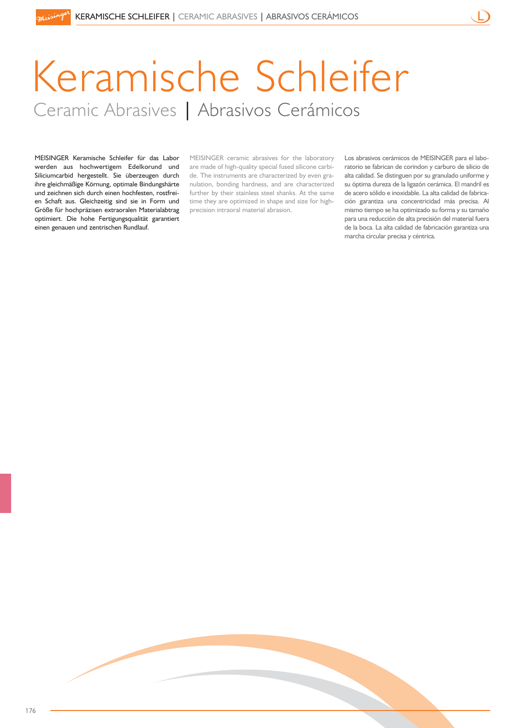# Keramische Schleifer

## Ceramic Abrasives | Abrasivos Cerámicos

MEISINGER Keramische Schleifer für das Labor werden aus hochwertigem Edelkorund und Siliciumcarbid hergestellt. Sie überzeugen durch ihre gleichmäßige Körnung, optimale Bindungshärte und zeichnen sich durch einen hochfesten, rostfreien Schaft aus. Gleichzeitig sind sie in Form und Größe für hochpräzisen extraoralen Materialabtrag optimiert. Die hohe Fertigungsqualität garantiert einen genauen und zentrischen Rundlauf.

MEISINGER ceramic abrasives for the laboratory are made of high-quality special fused silicone carbide. The instruments are characterized by even granulation, bonding hardness, and are characterized further by their stainless steel shanks. At the same time they are optimized in shape and size for high-precision intraoral material abrasion.

Los abrasivos cerámicos de MEISINGER para el laboratorio se fabrican de corindon y carburo de silicio de alta calidad. Se distinguen por su granulado uniforme y su óptima dureza de la ligazón cerámica. El mandril es de acero sólido e inoxidable. La alta calidad de fabricación garantiza una concentricidad más precisa. Al mismo tiempo se ha optimizado su forma y su tamaño para una reducción de alta precisión del material fuera de la boca. La alta calidad de fabricación garantiza una marcha circular precisa y céntrica.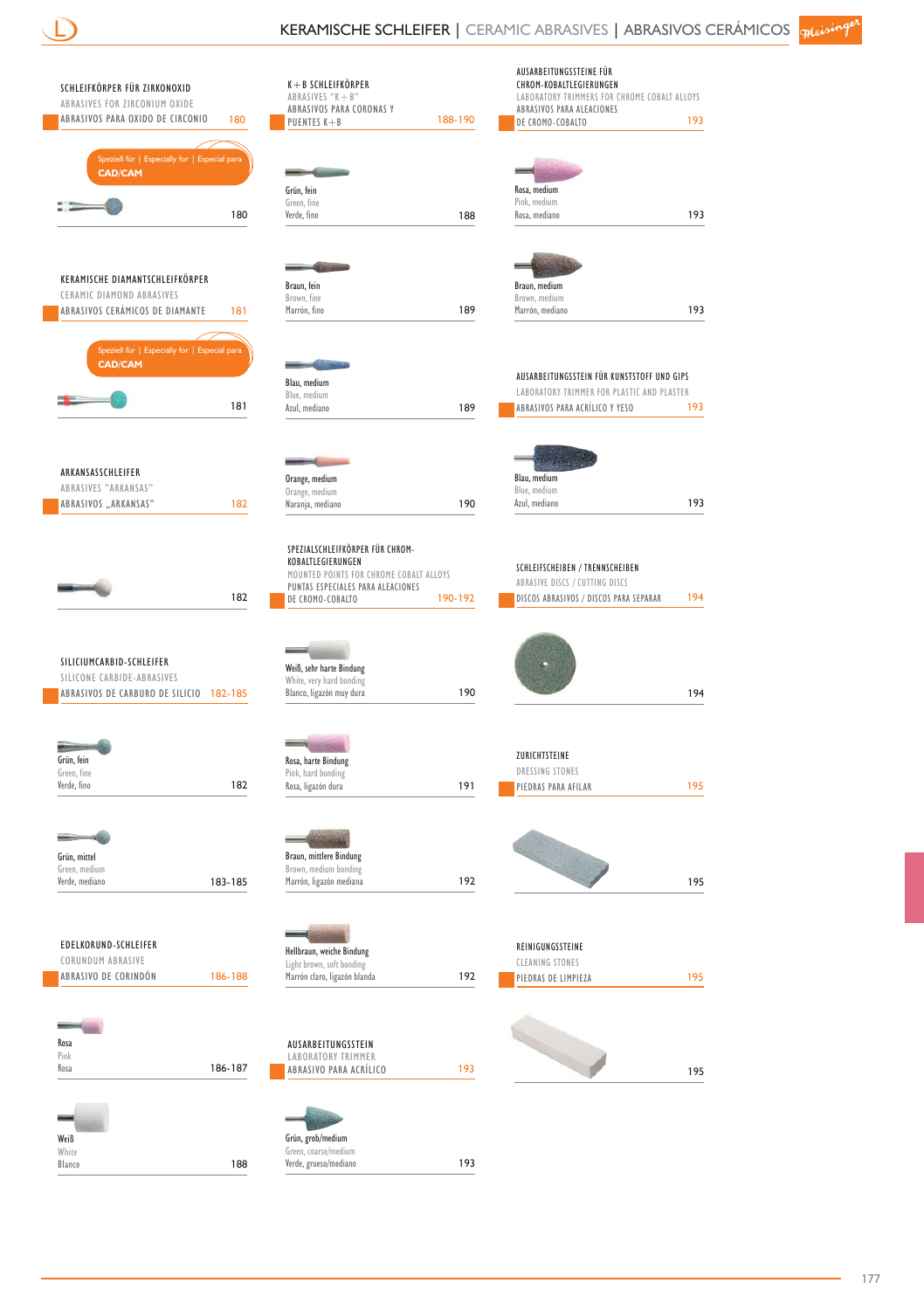# KERAMISCHE SCHLEIFER | CERAMIC ABRASIVES | ABRASIVOS CERÁMICOS

## SCHLEIFKÖRPER FÜR ZIRKONOXID
ABRASIVES FOR ZIRCONIUM OXIDE
ABRASIVOS PARA OXIDO DE CIRCONIO — 180

Speziell für | Especially for | Especial para **CAD/CAM**

180

## KERAMISCHE DIAMANTSCHLEIFKÖRPER
CERAMIC DIAMOND ABRASIVES
ABRASIVOS CERÁMICOS DE DIAMANTE — 181

Speziell für | Especially for | Especial para **CAD/CAM**

181

## ARKANSASSCHLEIFER
ABRASIVES "ARKANSAS"
ABRASIVOS „ARKANSAS" — 182

182

## SILICIUMCARBID-SCHLEIFER
SILICONE CARBIDE-ABRASIVES
ABRASIVOS DE CARBURO DE SILICIO — 182-185

Grün, fein / Green, fine / Verde, fino — 182

Grün, mittel / Green, medium / Verde, mediano — 183-185

## EDELKORUND-SCHLEIFER
CORUNDUM ABRASIVE
ABRASIVO DE CORINDÓN — 186-188

Rosa / Pink / Rosa — 186-187

Weiß / White / Blanco — 188

## K+B SCHLEIFKÖRPER
ABRASIVES "K+B"
ABRASIVOS PARA CORONAS Y PUENTES K+B — 188-190

Grün, fein / Green, fine / Verde, fino — 188

Braun, fein / Brown, fine / Marrón, fino — 189

Blau, medium / Blue, medium / Azul, mediano — 189

Orange, medium / Orange, medium / Naranja, mediano — 190

## SPEZIALSCHLEIFKÖRPER FÜR CHROM-KOBALTLEGIERUNGEN
MOUNTED POINTS FOR CHROME COBALT ALLOYS
PUNTAS ESPECIALES PARA ALEACIONES DE CROMO-COBALTO — 190-192

Weiß, sehr harte Bindung / White, very hard bonding / Blanco, ligazón muy dura — 190

Rosa, harte Bindung / Pink, hard bonding / Rosa, ligazón dura — 191

Braun, mittlere Bindung / Brown, medium bonding / Marrón, ligazón mediana — 192

Hellbraun, weiche Bindung / Light brown, soft bonding / Marrón claro, ligazón blanda — 192

## AUSARBEITUNGSSTEIN
LABORATORY TRIMMER
ABRASIVO PARA ACRÍLICO — 193

Grün, grob/medium / Green, coarse/medium / Verde, grueso/mediano — 193

## AUSARBEITUNGSSTEINE FÜR CHROM-KOBALTLEGIERUNGEN
LABORATORY TRIMMERS FOR CHROME COBALT ALLOYS
ABRASIVOS PARA ALEACIONES DE CROMO-COBALTO — 193

Rosa, medium / Pink, medium / Rosa, mediano — 193

Braun, medium / Brown, medium / Marrón, mediano — 193

## AUSARBEITUNGSSTEIN FÜR KUNSTSTOFF UND GIPS
LABORATORY TRIMMER FOR PLASTIC AND PLASTER
ABRASIVOS PARA ACRÍLICO Y YESO — 193

Blau, medium / Blue, medium / Azul, mediano — 193

## SCHLEIFSCHEIBEN / TRENNSCHEIBEN
ABRASIVE DISCS / CUTTING DISCS
DISCOS ABRASIVOS / DISCOS PARA SEPARAR — 194

194

## ZURICHTSTEINE
DRESSING STONES
PIEDRAS PARA AFILAR — 195

195

## REINIGUNGSSTEINE
CLEANING STONES
PIEDRAS DE LIMPIEZA — 195

195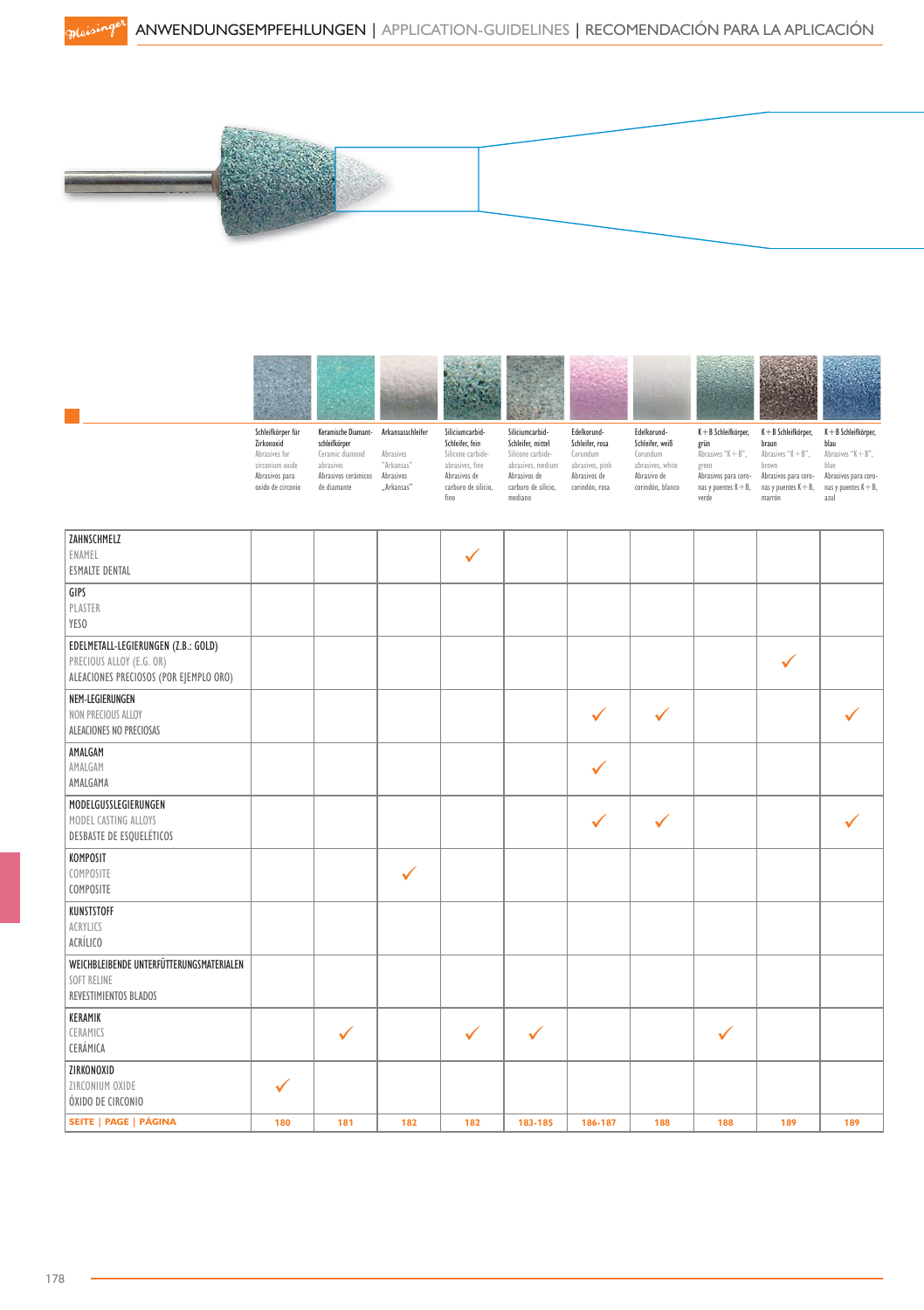# ANWENDUNGSEMPFEHLUNGEN | APPLICATION-GUIDELINES | RECOMENDACIÓN PARA LA APLICACIÓN

| | Schleifkörper für Zirkonoxid<br>Abrasives for zirconium oxide<br>Abrasivos para óxido de circonio | Keramische Diamant-schleifkörper<br>Ceramic diamond abrasives<br>Abrasivos cerámicos de diamante | Arkansasschleifer<br>Abrasives "Arkansas"<br>Abrasivos „Arkansas" | Siliciumcarbid-Schleifer, fein<br>Silicone carbide-abrasives, fine<br>Abrasivos de carburo de silicio, fino | Siliciumcarbid-Schleifer, mittel<br>Silicone carbide-abrasives, medium<br>Abrasivos de carburo de silicio, mediano | Edelkorund-Schleifer, rosa<br>Corundum abrasives, pink<br>Abrasivos de corindón, rosa | Edelkorund-Schleifer, weiß<br>Corundum abrasives, white<br>Abrasivo de corindón, blanco | K+B Schleifkörper, grün<br>Abrasives "K+B", green<br>Abrasivos para coronas y puentes K+B, verde | K+B Schleifkörper, braun<br>Abrasives "K+B", brown<br>Abrasivos para coronas y puentes K+B, marrón | K+B Schleifkörper, blau<br>Abrasives "K+B", blue<br>Abrasivos para coronas y puentes K+B, azul |
|---|---|---|---|---|---|---|---|---|---|---|
| ZAHNSCHMELZ<br>ENAMEL<br>ESMALTE DENTAL | | | | ✓ | | | | | | |
| GIPS<br>PLASTER<br>YESO | | | | | | | | | | |
| EDELMETALL-LEGIERUNGEN (Z.B.: GOLD)<br>PRECIOUS ALLOY (E.G. OR)<br>ALEACIONES PRECIOSOS (POR EJEMPLO ORO) | | | | | | | | | ✓ | |
| NEM-LEGIERUNGEN<br>NON PRECIOUS ALLOY<br>ALEACIONES NO PRECIOSAS | | | | | | ✓ | ✓ | | | ✓ |
| AMALGAM<br>AMALGAM<br>AMALGAMA | | | | | | ✓ | | | | |
| MODELGUSSLEGIERUNGEN<br>MODEL CASTING ALLOYS<br>DESBASTE DE ESQUELÉTICOS | | | | | | ✓ | ✓ | | | ✓ |
| KOMPOSIT<br>COMPOSITE<br>COMPOSITE | | | ✓ | | | | | | | |
| KUNSTSTOFF<br>ACRYLICS<br>ACRÍLICO | | | | | | | | | | |
| WEICHBLEIBENDE UNTERFÜTTERUNGSMATERIALEN<br>SOFT RELINE<br>REVESTIMIENTOS BLADOS | | | | | | | | | | |
| KERAMIK<br>CERAMICS<br>CERÁMICA | | ✓ | | ✓ | ✓ | | | ✓ | | |
| ZIRKONOXID<br>ZIRCONIUM OXIDE<br>ÓXIDO DE CIRCONIO | ✓ | | | | | | | | | |
| **SEITE \| PAGE \| PÁGINA** | **180** | **181** | **182** | **182** | **183-185** | **186-187** | **188** | **188** | **189** | **189** |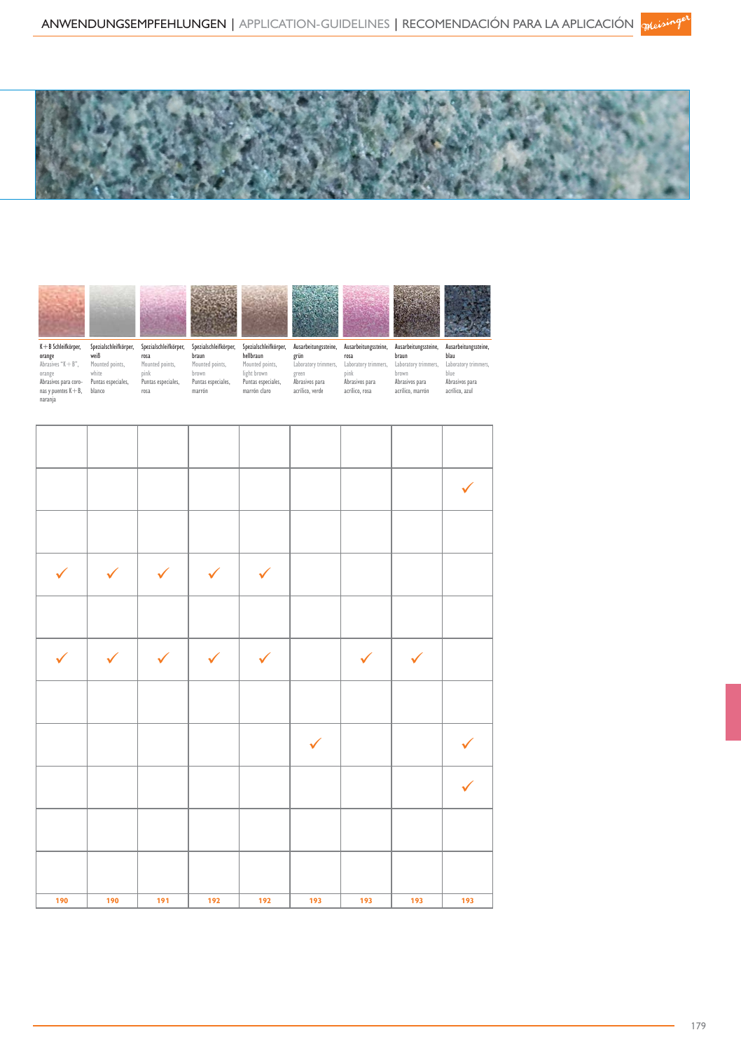| K+B Schleifkörper, orange<br>Abrasives "K+B", orange<br>Abrasivos para coronas y puentes K+B, naranja | Spezialschleifkörper, weiß<br>Mounted points, white<br>Puntas especiales, blanco | Spezialschleifkörper, rosa<br>Mounted points, pink<br>Puntas especiales, rosa | Spezialschleifkörper, braun<br>Mounted points, brown<br>Puntas especiales, marrón | Spezialschleifkörper, hellbraun<br>Mounted points, light brown<br>Puntas especiales, marrón claro | Ausarbeitungssteine, grün<br>Laboratory trimmers, green<br>Abrasivos para acrílico, verde | Ausarbeitungssteine, rosa<br>Laboratory trimmers, pink<br>Abrasivos para acrílico, rosa | Ausarbeitungssteine, braun<br>Laboratory trimmers, brown<br>Abrasivos para acrílico, marrón | Ausarbeitungssteine, blau<br>Laboratory trimmers, blue<br>Abrasivos para acrílico, azul |
|---|---|---|---|---|---|---|---|---|
| | | | | | | | | |
| | | | | | | | | ✓ |
| | | | | | | | | |
| ✓ | ✓ | ✓ | ✓ | ✓ | | | | |
| | | | | | | | | |
| ✓ | ✓ | ✓ | ✓ | ✓ | | ✓ | ✓ | |
| | | | | | | | | |
| | | | | | ✓ | | | ✓ |
| | | | | | | | | ✓ |
| | | | | | | | | |
| | | | | | | | | |
| 190 | 190 | 191 | 192 | 192 | 193 | 193 | 193 | 193 |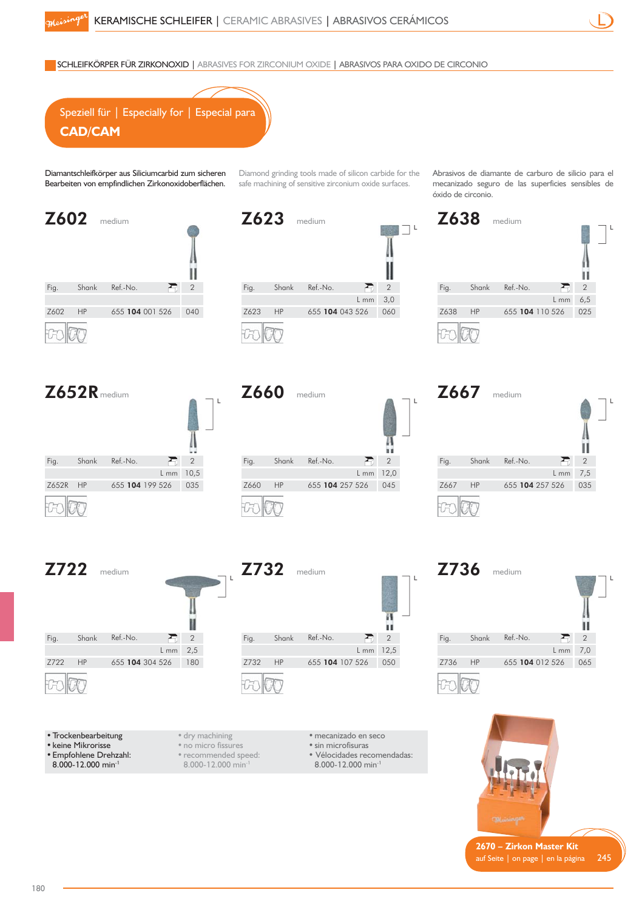## KERAMISCHE SCHLEIFER | CERAMIC ABRASIVES | ABRASIVOS CERÁMICOS

### SCHLEIFKÖRPER FÜR ZIRKONOXID | ABRASIVES FOR ZIRCONIUM OXIDE | ABRASIVOS PARA OXIDO DE CIRCONIO

**Speziell für | Especially for | Especial para**
**CAD/CAM**

Diamantschleifkörper aus Siliciumcarbid zum sicheren Bearbeiten von empfindlichen Zirkonoxidoberflächen.

Diamond grinding tools made of silicon carbide for the safe machining of sensitive zirconium oxide surfaces.

Abrasivos de diamante de carburo de silicio para el mecanizado seguro de las superficies sensibles de óxido de circonio.

## Z602 medium

| Fig. | Shank | Ref.-No. | 2 |
|---|---|---|---|
| Z602 | HP | 655 **104** 001 526 | 040 |

## Z623 medium

| Fig. | Shank | Ref.-No. | 2 |
|---|---|---|---|
| | | L mm | 3,0 |
| Z623 | HP | 655 **104** 043 526 | 060 |

## Z638 medium

| Fig. | Shank | Ref.-No. | 2 |
|---|---|---|---|
| | | L mm | 6,5 |
| Z638 | HP | 655 **104** 110 526 | 025 |

## Z652R medium

| Fig. | Shank | Ref.-No. | 2 |
|---|---|---|---|
| | | L mm | 10,5 |
| Z652R | HP | 655 **104** 199 526 | 035 |

## Z660 medium

| Fig. | Shank | Ref.-No. | 2 |
|---|---|---|---|
| | | L mm | 12,0 |
| Z660 | HP | 655 **104** 257 526 | 045 |

## Z667 medium

| Fig. | Shank | Ref.-No. | 2 |
|---|---|---|---|
| | | L mm | 7,5 |
| Z667 | HP | 655 **104** 257 526 | 035 |

## Z722 medium

| Fig. | Shank | Ref.-No. | 2 |
|---|---|---|---|
| | | L mm | 2,5 |
| Z722 | HP | 655 **104** 304 526 | 180 |

## Z732 medium

| Fig. | Shank | Ref.-No. | 2 |
|---|---|---|---|
| | | L mm | 12,5 |
| Z732 | HP | 655 **104** 107 526 | 050 |

## Z736 medium

| Fig. | Shank | Ref.-No. | 2 |
|---|---|---|---|
| | | L mm | 7,0 |
| Z736 | HP | 655 **104** 012 526 | 065 |

- Trockenbearbeitung
- keine Mikrorisse
- Empfohlene Drehzahl: 8.000-12.000 min$^{-1}$

- dry machining
- no micro fissures
- recommended speed: 8.000-12.000 min$^{-1}$

- mecanizado en seco
- sin microfisuras
- Vélocidades recomendadas: 8.000-12.000 min$^{-1}$

**2670 – Zirkon Master Kit**
auf Seite | on page | en la página 245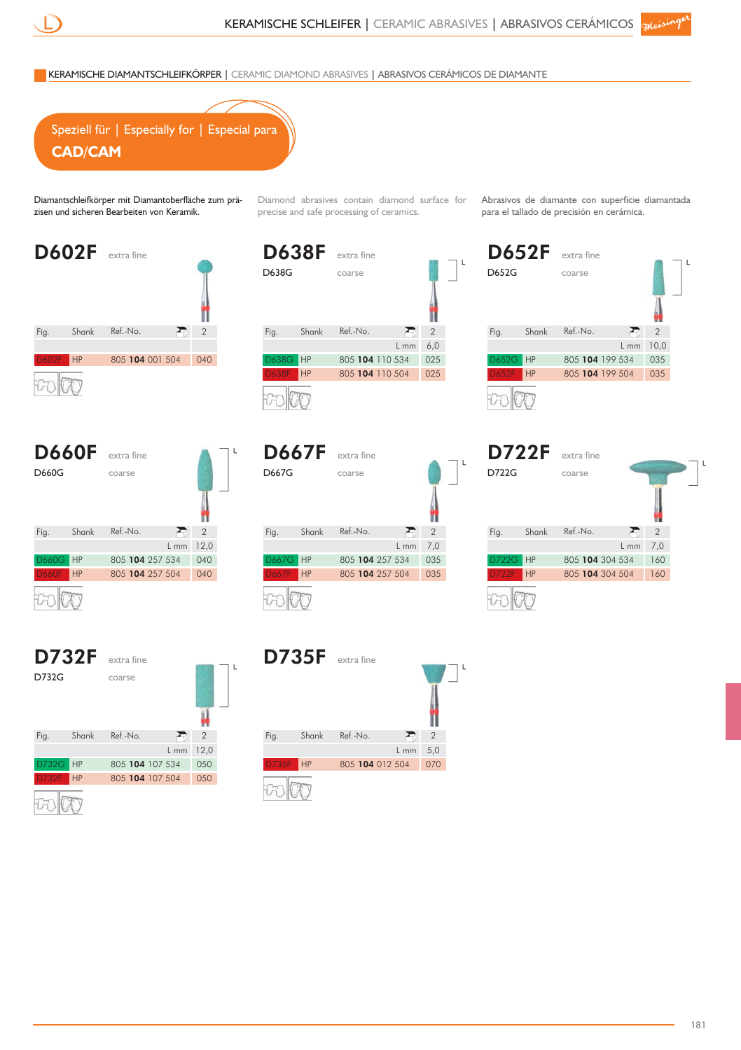## KERAMISCHE DIAMANTSCHLEIFKÖRPER | CERAMIC DIAMOND ABRASIVES | ABRASIVOS CERÁMICOS DE DIAMANTE

**Speziell für | Especially for | Especial para**
**CAD/CAM**

Diamantschleifkörper mit Diamantoberfläche zum präzisen und sicheren Bearbeiten von Keramik.

Diamond abrasives contain diamond surface for precise and safe processing of ceramics.

Abrasivos de diamante con superficie diamantada para el tallado de precisión en cerámica.

### D602F extra fine

| Fig. | Shank | Ref.-No. | 2 |
|---|---|---|---|
| D602F | HP | 805 **104** 001 504 | 040 |

### D638F extra fine
D638G coarse

| Fig. | Shank | Ref.-No. | 2 |
|---|---|---|---|
| | | L mm | 6,0 |
| D638G | HP | 805 **104** 110 534 | 025 |
| D638F | HP | 805 **104** 110 504 | 025 |

### D652F extra fine
D652G coarse

| Fig. | Shank | Ref.-No. | 2 |
|---|---|---|---|
| | | L mm | 10,0 |
| D652G | HP | 805 **104** 199 534 | 035 |
| D652F | HP | 805 **104** 199 504 | 035 |

### D660F extra fine
D660G coarse

| Fig. | Shank | Ref.-No. | 2 |
|---|---|---|---|
| | | L mm | 12,0 |
| D660G | HP | 805 **104** 257 534 | 040 |
| D660F | HP | 805 **104** 257 504 | 040 |

### D667F extra fine
D667G coarse

| Fig. | Shank | Ref.-No. | 2 |
|---|---|---|---|
| | | L mm | 7,0 |
| D667G | HP | 805 **104** 257 534 | 035 |
| D667F | HP | 805 **104** 257 504 | 035 |

### D722F extra fine
D722G coarse

| Fig. | Shank | Ref.-No. | 2 |
|---|---|---|---|
| | | L mm | 7,0 |
| D722G | HP | 805 **104** 304 534 | 160 |
| D722F | HP | 805 **104** 304 504 | 160 |

### D732F extra fine
D732G coarse

| Fig. | Shank | Ref.-No. | 2 |
|---|---|---|---|
| | | L mm | 12,0 |
| D732G | HP | 805 **104** 107 534 | 050 |
| D732F | HP | 805 **104** 107 504 | 050 |

### D735F extra fine

| Fig. | Shank | Ref.-No. | 2 |
|---|---|---|---|
| | | L mm | 5,0 |
| D735F | HP | 805 **104** 012 504 | 070 |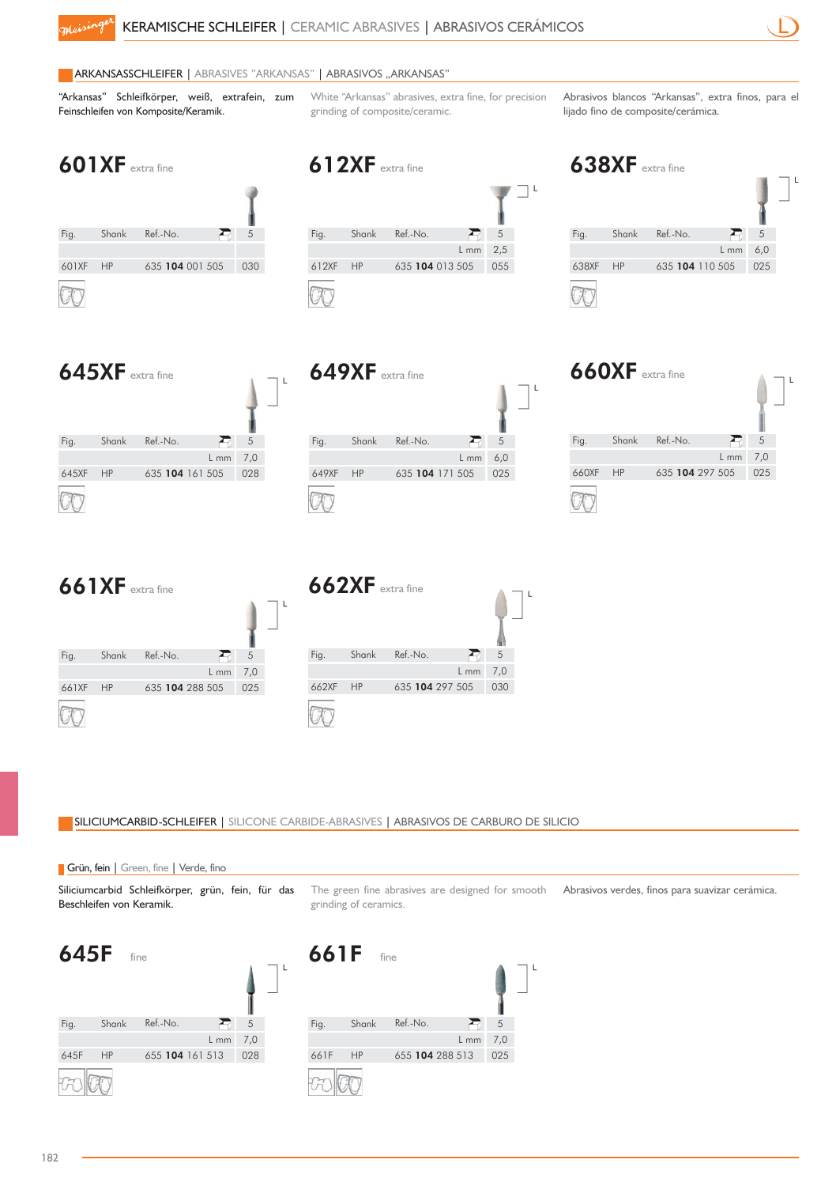# KERAMISCHE SCHLEIFER | CERAMIC ABRASIVES | ABRASIVOS CERÁMICOS

## ARKANSASSCHLEIFER | ABRASIVES "ARKANSAS" | ABRASIVOS „ARKANSAS"

"Arkansas" Schleifkörper, weiß, extrafein, zum Feinschleifen von Komposite/Keramik.

White "Arkansas" abrasives, extra fine, for precision grinding of composite/ceramic.

Abrasivos blancos "Arkansas", extra finos, para el lijado fino de composite/cerámica.

### 601XF extra fine

| Fig. | Shank | Ref.-No. | 5 |
|---|---|---|---|
| | | | |
| 601XF | HP | 635 **104** 001 505 | 030 |

### 612XF extra fine

| Fig. | Shank | Ref.-No. | 5 |
|---|---|---|---|
| | | L mm | 2,5 |
| 612XF | HP | 635 **104** 013 505 | 055 |

### 638XF extra fine

| Fig. | Shank | Ref.-No. | 5 |
|---|---|---|---|
| | | L mm | 6,0 |
| 638XF | HP | 635 **104** 110 505 | 025 |

### 645XF extra fine

| Fig. | Shank | Ref.-No. | 5 |
|---|---|---|---|
| | | L mm | 7,0 |
| 645XF | HP | 635 **104** 161 505 | 028 |

### 649XF extra fine

| Fig. | Shank | Ref.-No. | 5 |
|---|---|---|---|
| | | L mm | 6,0 |
| 649XF | HP | 635 **104** 171 505 | 025 |

### 660XF extra fine

| Fig. | Shank | Ref.-No. | 5 |
|---|---|---|---|
| | | L mm | 7,0 |
| 660XF | HP | 635 **104** 297 505 | 025 |

### 661XF extra fine

| Fig. | Shank | Ref.-No. | 5 |
|---|---|---|---|
| | | L mm | 7,0 |
| 661XF | HP | 635 **104** 288 505 | 025 |

### 662XF extra fine

| Fig. | Shank | Ref.-No. | 5 |
|---|---|---|---|
| | | L mm | 7,0 |
| 662XF | HP | 635 **104** 297 505 | 030 |

## SILICIUMCARBID-SCHLEIFER | SILICONE CARBIDE-ABRASIVES | ABRASIVOS DE CARBURO DE SILICIO

### Grün, fein | Green, fine | Verde, fino

Siliciumcarbid Schleifkörper, grün, fein, für das Beschleifen von Keramik.

The green fine abrasives are designed for smooth grinding of ceramics.

Abrasivos verdes, finos para suavizar cerámica.

### 645F fine

| Fig. | Shank | Ref.-No. | 5 |
|---|---|---|---|
| | | L mm | 7,0 |
| 645F | HP | 655 **104** 161 513 | 028 |

### 661F fine

| Fig. | Shank | Ref.-No. | 5 |
|---|---|---|---|
| | | L mm | 7,0 |
| 661F | HP | 655 **104** 288 513 | 025 |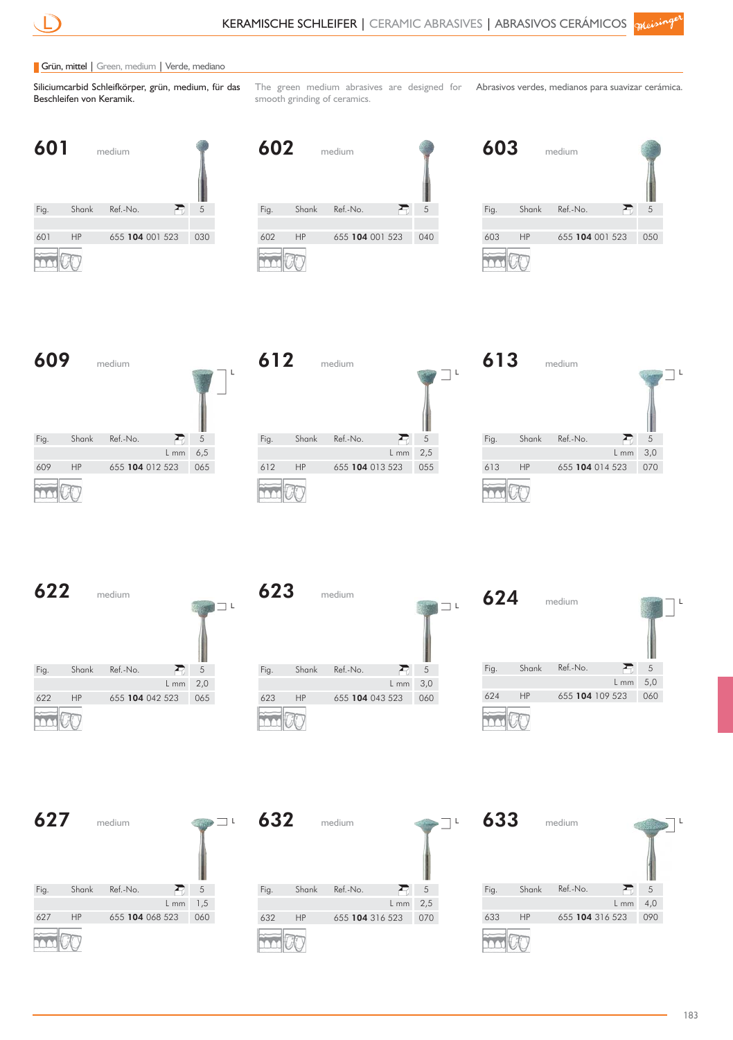## Grün, mittel | Green, medium | Verde, mediano

Siliciumcarbid Schleifkörper, grün, medium, für das Beschleifen von Keramik.

The green medium abrasives are designed for smooth grinding of ceramics.

Abrasivos verdes, medianos para suavizar cerámica.

### 601 medium

| Fig. | Shank | Ref.-No. | 5 |
|---|---|---|---|
| | | | |
| 601 | HP | 655 **104** 001 523 | 030 |

### 602 medium

| Fig. | Shank | Ref.-No. | 5 |
|---|---|---|---|
| | | | |
| 602 | HP | 655 **104** 001 523 | 040 |

### 603 medium

| Fig. | Shank | Ref.-No. | 5 |
|---|---|---|---|
| | | | |
| 603 | HP | 655 **104** 001 523 | 050 |

### 609 medium

| Fig. | Shank | Ref.-No. | 5 |
|---|---|---|---|
| | | L mm | 6,5 |
| 609 | HP | 655 **104** 012 523 | 065 |

### 612 medium

| Fig. | Shank | Ref.-No. | 5 |
|---|---|---|---|
| | | L mm | 2,5 |
| 612 | HP | 655 **104** 013 523 | 055 |

### 613 medium

| Fig. | Shank | Ref.-No. | 5 |
|---|---|---|---|
| | | L mm | 3,0 |
| 613 | HP | 655 **104** 014 523 | 070 |

### 622 medium

| Fig. | Shank | Ref.-No. | 5 |
|---|---|---|---|
| | | L mm | 2,0 |
| 622 | HP | 655 **104** 042 523 | 065 |

### 623 medium

| Fig. | Shank | Ref.-No. | 5 |
|---|---|---|---|
| | | L mm | 3,0 |
| 623 | HP | 655 **104** 043 523 | 060 |

### 624 medium

| Fig. | Shank | Ref.-No. | 5 |
|---|---|---|---|
| | | L mm | 5,0 |
| 624 | HP | 655 **104** 109 523 | 060 |

### 627 medium

| Fig. | Shank | Ref.-No. | 5 |
|---|---|---|---|
| | | L mm | 1,5 |
| 627 | HP | 655 **104** 068 523 | 060 |

### 632 medium

| Fig. | Shank | Ref.-No. | 5 |
|---|---|---|---|
| | | L mm | 2,5 |
| 632 | HP | 655 **104** 316 523 | 070 |

### 633 medium

| Fig. | Shank | Ref.-No. | 5 |
|---|---|---|---|
| | | L mm | 4,0 |
| 633 | HP | 655 **104** 316 523 | 090 |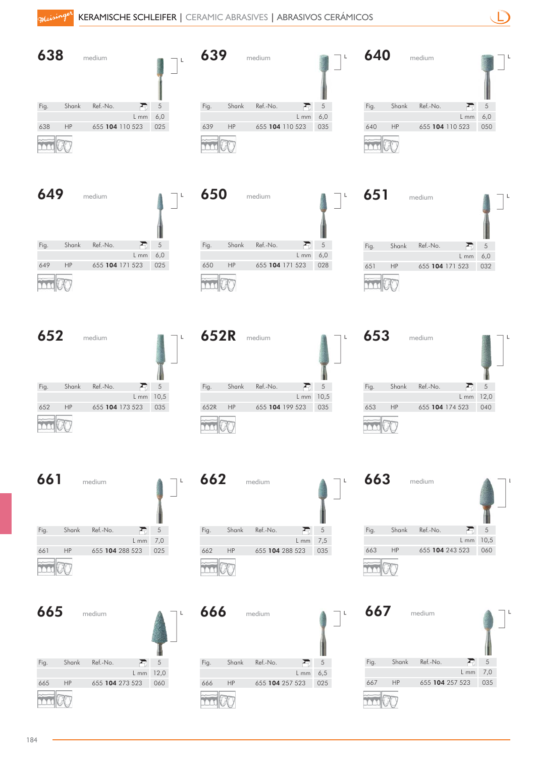# KERAMISCHE SCHLEIFER | CERAMIC ABRASIVES | ABRASIVOS CERÁMICOS

## 638

medium

| Fig. | Shank | Ref.-No. | 5 |
|---|---|---|---|
| | | L mm | 6,0 |
| 638 | HP | 655 **104** 110 523 | 025 |

## 639

medium

| Fig. | Shank | Ref.-No. | 5 |
|---|---|---|---|
| | | L mm | 6,0 |
| 639 | HP | 655 **104** 110 523 | 035 |

## 640

medium

| Fig. | Shank | Ref.-No. | 5 |
|---|---|---|---|
| | | L mm | 6,0 |
| 640 | HP | 655 **104** 110 523 | 050 |

## 649

medium

| Fig. | Shank | Ref.-No. | 5 |
|---|---|---|---|
| | | L mm | 6,0 |
| 649 | HP | 655 **104** 171 523 | 025 |

## 650

medium

| Fig. | Shank | Ref.-No. | 5 |
|---|---|---|---|
| | | L mm | 6,0 |
| 650 | HP | 655 **104** 171 523 | 028 |

## 651

medium

| Fig. | Shank | Ref.-No. | 5 |
|---|---|---|---|
| | | L mm | 6,0 |
| 651 | HP | 655 **104** 171 523 | 032 |

## 652

medium

| Fig. | Shank | Ref.-No. | 5 |
|---|---|---|---|
| | | L mm | 10,5 |
| 652 | HP | 655 **104** 173 523 | 035 |

## 652R

medium

| Fig. | Shank | Ref.-No. | 5 |
|---|---|---|---|
| | | L mm | 10,5 |
| 652R | HP | 655 **104** 199 523 | 035 |

## 653

medium

| Fig. | Shank | Ref.-No. | 5 |
|---|---|---|---|
| | | L mm | 12,0 |
| 653 | HP | 655 **104** 174 523 | 040 |

## 661

medium

| Fig. | Shank | Ref.-No. | 5 |
|---|---|---|---|
| | | L mm | 7,0 |
| 661 | HP | 655 **104** 288 523 | 025 |

## 662

medium

| Fig. | Shank | Ref.-No. | 5 |
|---|---|---|---|
| | | L mm | 7,5 |
| 662 | HP | 655 **104** 288 523 | 035 |

## 663

medium

| Fig. | Shank | Ref.-No. | 5 |
|---|---|---|---|
| | | L mm | 10,5 |
| 663 | HP | 655 **104** 243 523 | 060 |

## 665

medium

| Fig. | Shank | Ref.-No. | 5 |
|---|---|---|---|
| | | L mm | 12,0 |
| 665 | HP | 655 **104** 273 523 | 060 |

## 666

medium

| Fig. | Shank | Ref.-No. | 5 |
|---|---|---|---|
| | | L mm | 6,5 |
| 666 | HP | 655 **104** 257 523 | 025 |

## 667

medium

| Fig. | Shank | Ref.-No. | 5 |
|---|---|---|---|
| | | L mm | 7,0 |
| 667 | HP | 655 **104** 257 523 | 035 |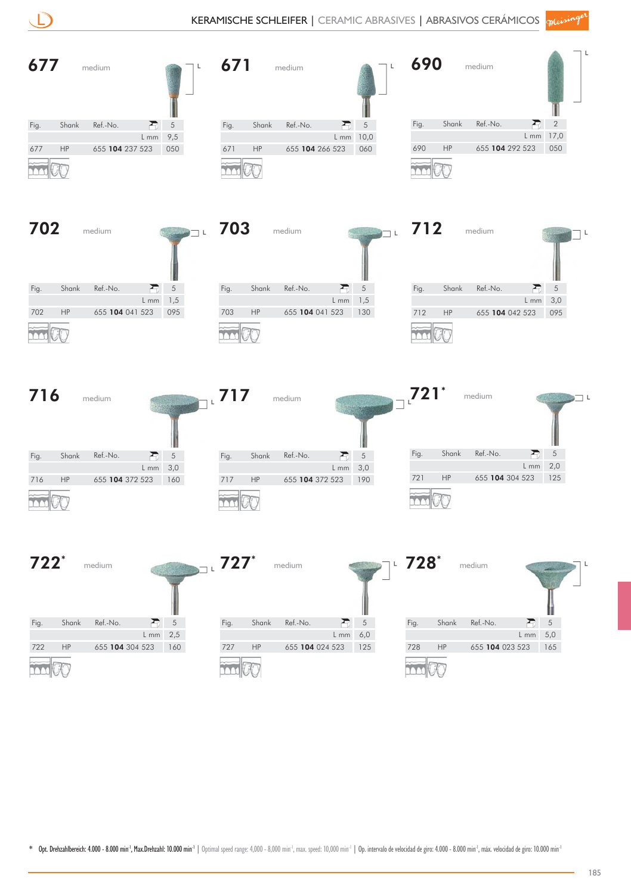# KERAMISCHE SCHLEIFER | CERAMIC ABRASIVES | ABRASIVOS CERÁMICOS

## 677

medium

| Fig. | Shank | Ref.-No. | 5 |
|---|---|---|---|
| | | L mm | 9,5 |
| 677 | HP | 655 **104** 237 523 | 050 |

## 671

medium

| Fig. | Shank | Ref.-No. | 5 |
|---|---|---|---|
| | | L mm | 10,0 |
| 671 | HP | 655 **104** 266 523 | 060 |

## 690

medium

| Fig. | Shank | Ref.-No. | 2 |
|---|---|---|---|
| | | L mm | 17,0 |
| 690 | HP | 655 **104** 292 523 | 050 |

## 702

medium

| Fig. | Shank | Ref.-No. | 5 |
|---|---|---|---|
| | | L mm | 1,5 |
| 702 | HP | 655 **104** 041 523 | 095 |

## 703

medium

| Fig. | Shank | Ref.-No. | 5 |
|---|---|---|---|
| | | L mm | 1,5 |
| 703 | HP | 655 **104** 041 523 | 130 |

## 712

medium

| Fig. | Shank | Ref.-No. | 5 |
|---|---|---|---|
| | | L mm | 3,0 |
| 712 | HP | 655 **104** 042 523 | 095 |

## 716

medium

| Fig. | Shank | Ref.-No. | 5 |
|---|---|---|---|
| | | L mm | 3,0 |
| 716 | HP | 655 **104** 372 523 | 160 |

## 717

medium

| Fig. | Shank | Ref.-No. | 5 |
|---|---|---|---|
| | | L mm | 3,0 |
| 717 | HP | 655 **104** 372 523 | 190 |

## 721*

medium

| Fig. | Shank | Ref.-No. | 5 |
|---|---|---|---|
| | | L mm | 2,0 |
| 721 | HP | 655 **104** 304 523 | 125 |

## 722*

medium

| Fig. | Shank | Ref.-No. | 5 |
|---|---|---|---|
| | | L mm | 2,5 |
| 722 | HP | 655 **104** 304 523 | 160 |

## 727*

medium

| Fig. | Shank | Ref.-No. | 5 |
|---|---|---|---|
| | | L mm | 6,0 |
| 727 | HP | 655 **104** 024 523 | 125 |

## 728*

medium

| Fig. | Shank | Ref.-No. | 5 |
|---|---|---|---|
| | | L mm | 5,0 |
| 728 | HP | 655 **104** 023 523 | 165 |

\* Opt. Drehzahlbereich: 4.000 - 8.000 $min^{-1}$, Max.Drehzahl: 10.000 $min^{-1}$ | Optimal speed range: 4,000 - 8,000 $min^{-1}$, max. speed: 10,000 $min^{-1}$ | Op. intervalo de velocidad de giro: 4.000 - 8.000 $min^{-1}$, máx. velocidad de giro: 10.000 $min^{-1}$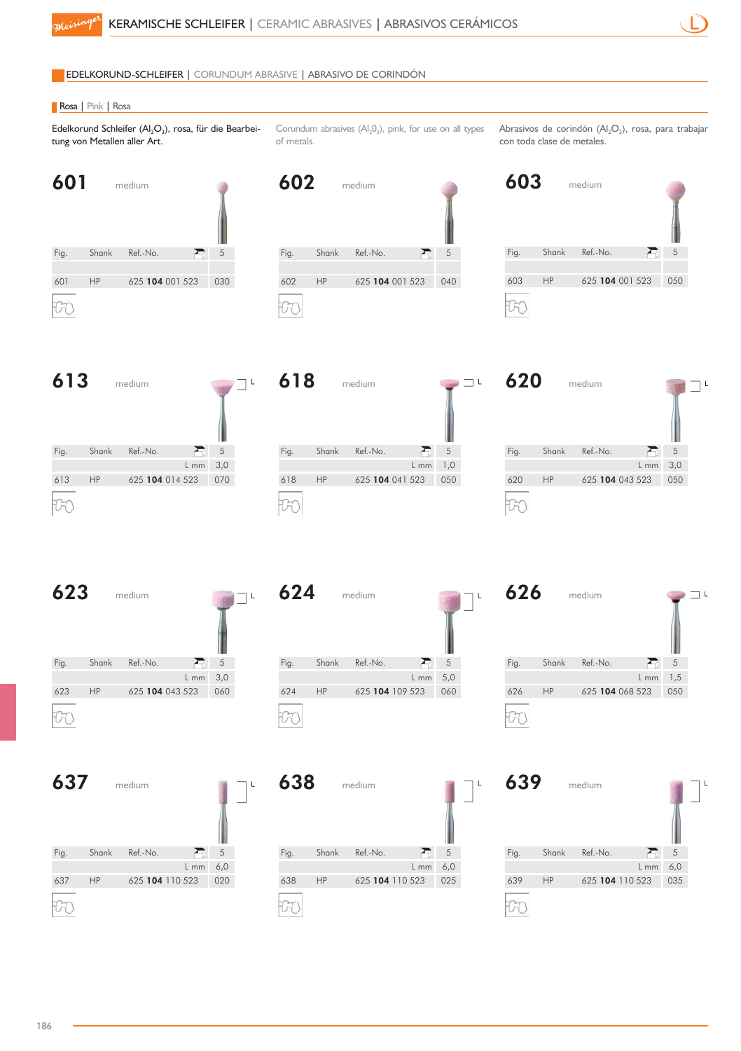# KERAMISCHE SCHLEIFER | CERAMIC ABRASIVES | ABRASIVOS CERÁMICOS

## EDELKORUND-SCHLEIFER | CORUNDUM ABRASIVE | ABRASIVO DE CORINDÓN

### Rosa | Pink | Rosa

Edelkorund Schleifer ($Al_2O_3$), rosa, für die Bearbeitung von Metallen aller Art.

Corundum abrasives ($Al_2O_3$), pink, for use on all types of metals.

Abrasivos de corindón ($Al_2O_3$), rosa, para trabajar con toda clase de metales.

**601** medium

| Fig. | Shank | Ref.-No. | 5 |
|---|---|---|---|
| | | | |
| 601 | HP | 625 **104** 001 523 | 030 |

**602** medium

| Fig. | Shank | Ref.-No. | 5 |
|---|---|---|---|
| | | | |
| 602 | HP | 625 **104** 001 523 | 040 |

**603** medium

| Fig. | Shank | Ref.-No. | 5 |
|---|---|---|---|
| | | | |
| 603 | HP | 625 **104** 001 523 | 050 |

**613** medium

| Fig. | Shank | Ref.-No. | 5 |
|---|---|---|---|
| | | L mm | 3,0 |
| 613 | HP | 625 **104** 014 523 | 070 |

**618** medium

| Fig. | Shank | Ref.-No. | 5 |
|---|---|---|---|
| | | L mm | 1,0 |
| 618 | HP | 625 **104** 041 523 | 050 |

**620** medium

| Fig. | Shank | Ref.-No. | 5 |
|---|---|---|---|
| | | L mm | 3,0 |
| 620 | HP | 625 **104** 043 523 | 050 |

**623** medium

| Fig. | Shank | Ref.-No. | 5 |
|---|---|---|---|
| | | L mm | 3,0 |
| 623 | HP | 625 **104** 043 523 | 060 |

**624** medium

| Fig. | Shank | Ref.-No. | 5 |
|---|---|---|---|
| | | L mm | 5,0 |
| 624 | HP | 625 **104** 109 523 | 060 |

**626** medium

| Fig. | Shank | Ref.-No. | 5 |
|---|---|---|---|
| | | L mm | 1,5 |
| 626 | HP | 625 **104** 068 523 | 050 |

**637** medium

| Fig. | Shank | Ref.-No. | 5 |
|---|---|---|---|
| | | L mm | 6,0 |
| 637 | HP | 625 **104** 110 523 | 020 |

**638** medium

| Fig. | Shank | Ref.-No. | 5 |
|---|---|---|---|
| | | L mm | 6,0 |
| 638 | HP | 625 **104** 110 523 | 025 |

**639** medium

| Fig. | Shank | Ref.-No. | 5 |
|---|---|---|---|
| | | L mm | 6,0 |
| 639 | HP | 625 **104** 110 523 | 035 |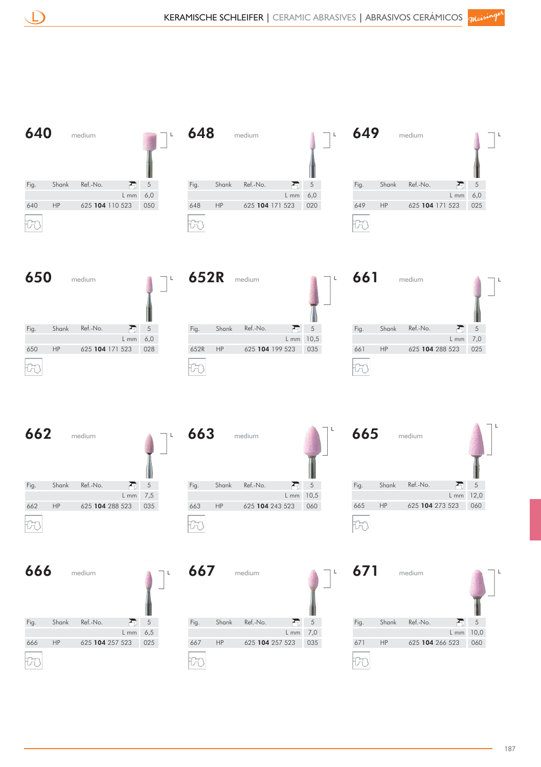## 640 medium

| Fig. | Shank | Ref.-No. | 5 |
|---|---|---|---|
| | | L mm | 6,0 |
| 640 | HP | 625 **104** 110 523 | 050 |

## 648 medium

| Fig. | Shank | Ref.-No. | 5 |
|---|---|---|---|
| | | L mm | 6,0 |
| 648 | HP | 625 **104** 171 523 | 020 |

## 649 medium

| Fig. | Shank | Ref.-No. | 5 |
|---|---|---|---|
| | | L mm | 6,0 |
| 649 | HP | 625 **104** 171 523 | 025 |

## 650 medium

| Fig. | Shank | Ref.-No. | 5 |
|---|---|---|---|
| | | L mm | 6,0 |
| 650 | HP | 625 **104** 171 523 | 028 |

## 652R medium

| Fig. | Shank | Ref.-No. | 5 |
|---|---|---|---|
| | | L mm | 10,5 |
| 652R | HP | 625 **104** 199 523 | 035 |

## 661 medium

| Fig. | Shank | Ref.-No. | 5 |
|---|---|---|---|
| | | L mm | 7,0 |
| 661 | HP | 625 **104** 288 523 | 025 |

## 662 medium

| Fig. | Shank | Ref.-No. | 5 |
|---|---|---|---|
| | | L mm | 7,5 |
| 662 | HP | 625 **104** 288 523 | 035 |

## 663 medium

| Fig. | Shank | Ref.-No. | 5 |
|---|---|---|---|
| | | L mm | 10,5 |
| 663 | HP | 625 **104** 243 523 | 060 |

## 665 medium

| Fig. | Shank | Ref.-No. | 5 |
|---|---|---|---|
| | | L mm | 12,0 |
| 665 | HP | 625 **104** 273 523 | 060 |

## 666 medium

| Fig. | Shank | Ref.-No. | 5 |
|---|---|---|---|
| | | L mm | 6,5 |
| 666 | HP | 625 **104** 257 523 | 025 |

## 667 medium

| Fig. | Shank | Ref.-No. | 5 |
|---|---|---|---|
| | | L mm | 7,0 |
| 667 | HP | 625 **104** 257 523 | 035 |

## 671 medium

| Fig. | Shank | Ref.-No. | 5 |
|---|---|---|---|
| | | L mm | 10,0 |
| 671 | HP | 625 **104** 266 523 | 060 |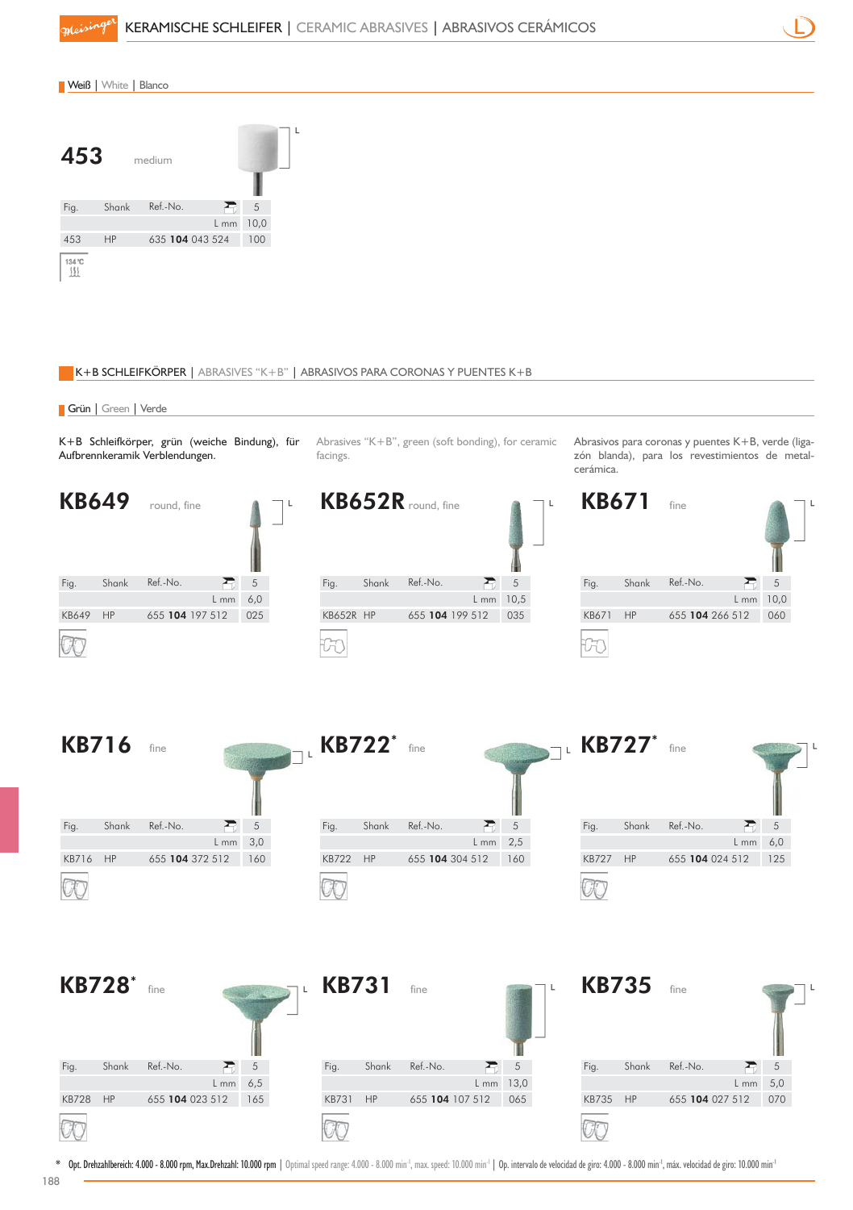# KERAMISCHE SCHLEIFER | CERAMIC ABRASIVES | ABRASIVOS CERÁMICOS

## Weiß | White | Blanco

### 453 medium

| Fig. | Shank | Ref.-No. | 5 |
|---|---|---|---|
| | | L mm | 10,0 |
| 453 | HP | 635 **104** 043 524 | 100 |

134 °C

## K+B SCHLEIFKÖRPER | ABRASIVES "K+B" | ABRASIVOS PARA CORONAS Y PUENTES K+B

### Grün | Green | Verde

K+B Schleifkörper, grün (weiche Bindung), für Aufbrennkeramik Verblendungen.

Abrasives "K+B", green (soft bonding), for ceramic facings.

Abrasivos para coronas y puentes K+B, verde (ligazón blanda), para los revestimientos de metal-cerámica.

### KB649 round, fine

| Fig. | Shank | Ref.-No. | 5 |
|---|---|---|---|
| | | L mm | 6,0 |
| KB649 | HP | 655 **104** 197 512 | 025 |

### KB652R round, fine

| Fig. | Shank | Ref.-No. | 5 |
|---|---|---|---|
| | | L mm | 10,5 |
| KB652R | HP | 655 **104** 199 512 | 035 |

### KB671 fine

| Fig. | Shank | Ref.-No. | 5 |
|---|---|---|---|
| | | L mm | 10,0 |
| KB671 | HP | 655 **104** 266 512 | 060 |

### KB716 fine

| Fig. | Shank | Ref.-No. | 5 |
|---|---|---|---|
| | | L mm | 3,0 |
| KB716 | HP | 655 **104** 372 512 | 160 |

### KB722* fine

| Fig. | Shank | Ref.-No. | 5 |
|---|---|---|---|
| | | L mm | 2,5 |
| KB722 | HP | 655 **104** 304 512 | 160 |

### KB727* fine

| Fig. | Shank | Ref.-No. | 5 |
|---|---|---|---|
| | | L mm | 6,0 |
| KB727 | HP | 655 **104** 024 512 | 125 |

### KB728* fine

| Fig. | Shank | Ref.-No. | 5 |
|---|---|---|---|
| | | L mm | 6,5 |
| KB728 | HP | 655 **104** 023 512 | 165 |

### KB731 fine

| Fig. | Shank | Ref.-No. | 5 |
|---|---|---|---|
| | | L mm | 13,0 |
| KB731 | HP | 655 **104** 107 512 | 065 |

### KB735 fine

| Fig. | Shank | Ref.-No. | 5 |
|---|---|---|---|
| | | L mm | 5,0 |
| KB735 | HP | 655 **104** 027 512 | 070 |

\* **Opt. Drehzahlbereich: 4.000 - 8.000 rpm, Max.Drehzahl: 10.000 rpm** | Optimal speed range: 4.000 - 8.000 min$^{-1}$, max. speed: 10.000 min$^{-1}$ | Op. intervalo de velocidad de giro: 4.000 - 8.000 min$^{-1}$, máx. velocidad de giro: 10.000 min$^{-1}$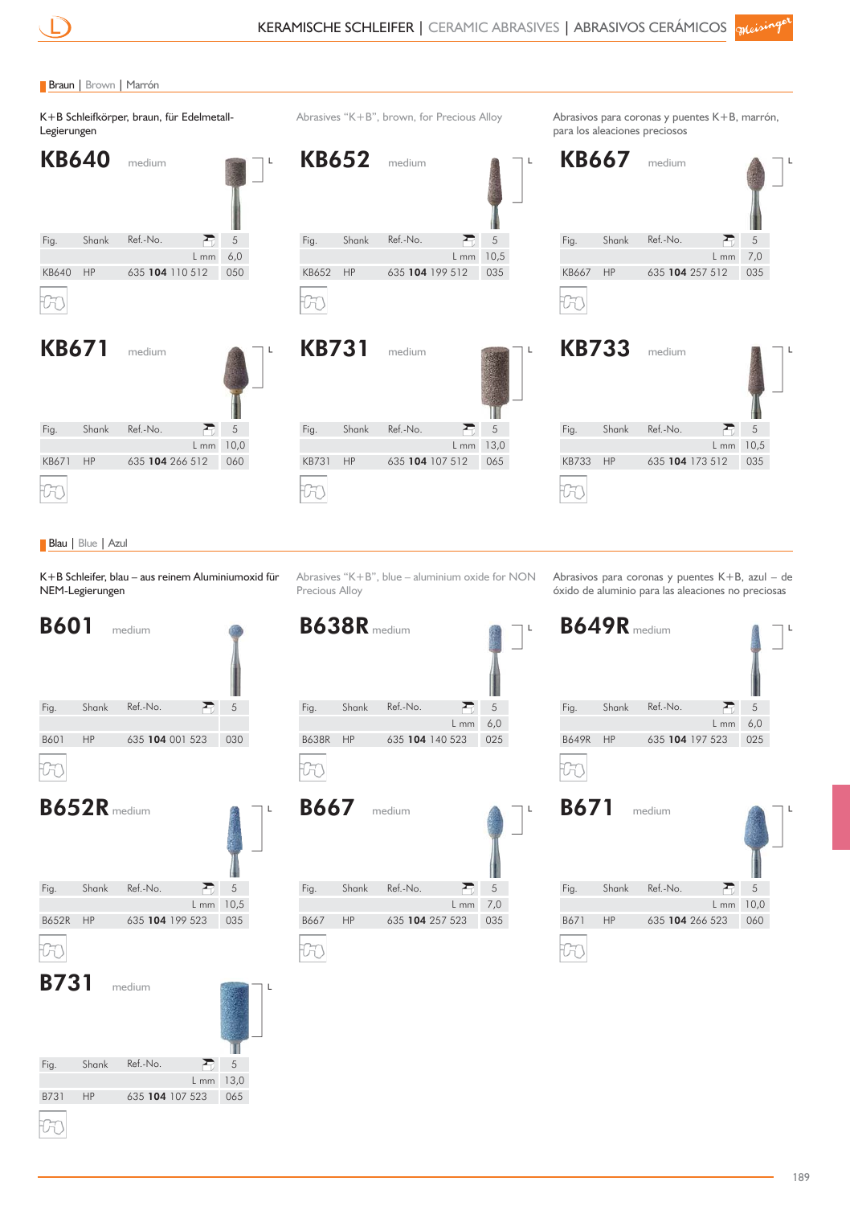## Braun | Brown | Marrón

K+B Schleifkörper, braun, für Edelmetall-Legierungen

Abrasives "K+B", brown, for Precious Alloy

Abrasivos para coronas y puentes K+B, marrón, para los aleaciones preciosos

### KB640 medium

| Fig. | Shank | Ref.-No. | 5 |
|---|---|---|---|
| | | L mm | 6,0 |
| KB640 | HP | 635 **104** 110 512 | 050 |

### KB652 medium

| Fig. | Shank | Ref.-No. | 5 |
|---|---|---|---|
| | | L mm | 10,5 |
| KB652 | HP | 635 **104** 199 512 | 035 |

### KB667 medium

| Fig. | Shank | Ref.-No. | 5 |
|---|---|---|---|
| | | L mm | 7,0 |
| KB667 | HP | 635 **104** 257 512 | 035 |

### KB671 medium

| Fig. | Shank | Ref.-No. | 5 |
|---|---|---|---|
| | | L mm | 10,0 |
| KB671 | HP | 635 **104** 266 512 | 060 |

### KB731 medium

| Fig. | Shank | Ref.-No. | 5 |
|---|---|---|---|
| | | L mm | 13,0 |
| KB731 | HP | 635 **104** 107 512 | 065 |

### KB733 medium

| Fig. | Shank | Ref.-No. | 5 |
|---|---|---|---|
| | | L mm | 10,5 |
| KB733 | HP | 635 **104** 173 512 | 035 |

## Blau | Blue | Azul

K+B Schleifer, blau – aus reinem Aluminiumoxid für NEM-Legierungen

Abrasives "K+B", blue – aluminium oxide for NON Precious Alloy

Abrasivos para coronas y puentes K+B, azul – de óxido de aluminio para las aleaciones no preciosas

### B601 medium

| Fig. | Shank | Ref.-No. | 5 |
|---|---|---|---|
| B601 | HP | 635 **104** 001 523 | 030 |

### B638R medium

| Fig. | Shank | Ref.-No. | 5 |
|---|---|---|---|
| | | L mm | 6,0 |
| B638R | HP | 635 **104** 140 523 | 025 |

### B649R medium

| Fig. | Shank | Ref.-No. | 5 |
|---|---|---|---|
| | | L mm | 6,0 |
| B649R | HP | 635 **104** 197 523 | 025 |

### B652R medium

| Fig. | Shank | Ref.-No. | 5 |
|---|---|---|---|
| | | L mm | 10,5 |
| B652R | HP | 635 **104** 199 523 | 035 |

### B667 medium

| Fig. | Shank | Ref.-No. | 5 |
|---|---|---|---|
| | | L mm | 7,0 |
| B667 | HP | 635 **104** 257 523 | 035 |

### B671 medium

| Fig. | Shank | Ref.-No. | 5 |
|---|---|---|---|
| | | L mm | 10,0 |
| B671 | HP | 635 **104** 266 523 | 060 |

### B731 medium

| Fig. | Shank | Ref.-No. | 5 |
|---|---|---|---|
| | | L mm | 13,0 |
| B731 | HP | 635 **104** 107 523 | 065 |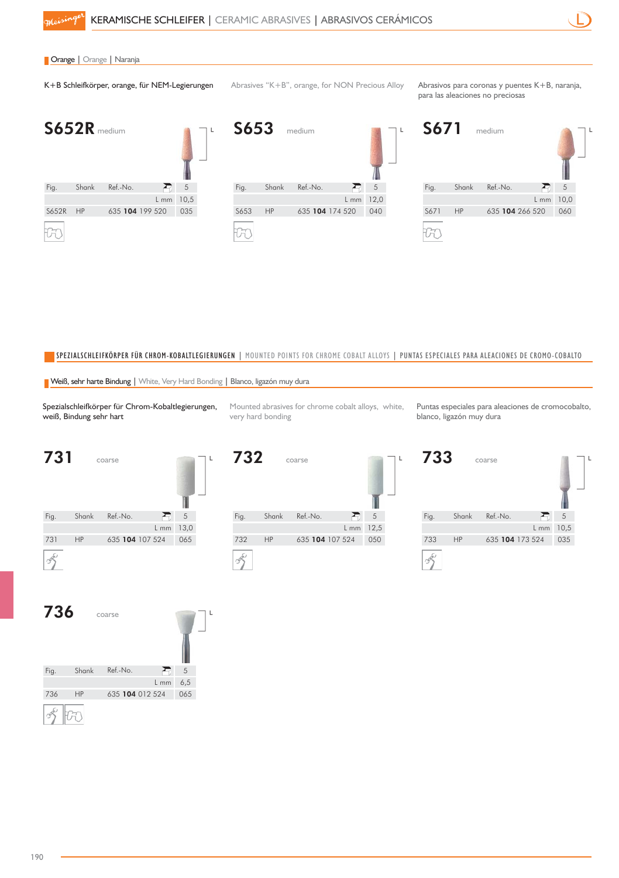## Orange | Orange | Naranja

K+B Schleifkörper, orange, für NEM-Legierungen

Abrasives "K+B", orange, for NON Precious Alloy

Abrasivos para coronas y puentes K+B, naranja, para las aleaciones no preciosas

### S652R medium

| Fig. | Shank | Ref.-No. | 5 |
|---|---|---|---|
| | | L mm | 10,5 |
| S652R | HP | 635 **104** 199 520 | 035 |

### S653 medium

| Fig. | Shank | Ref.-No. | 5 |
|---|---|---|---|
| | | L mm | 12,0 |
| S653 | HP | 635 **104** 174 520 | 040 |

### S671 medium

| Fig. | Shank | Ref.-No. | 5 |
|---|---|---|---|
| | | L mm | 10,0 |
| S671 | HP | 635 **104** 266 520 | 060 |

## SPEZIALSCHLEIFKÖRPER FÜR CHROM-KOBALTLEGIERUNGEN | MOUNTED POINTS FOR CHROME COBALT ALLOYS | PUNTAS ESPECIALES PARA ALEACIONES DE CROMO-COBALTO

### Weiß, sehr harte Bindung | White, Very Hard Bonding | Blanco, ligazón muy dura

Spezialschleifkörper für Chrom-Kobaltlegierungen, weiß, Bindung sehr hart

Mounted abrasives for chrome cobalt alloys, white, very hard bonding

Puntas especiales para aleaciones de cromocobalto, blanco, ligazón muy dura

### 731 coarse

| Fig. | Shank | Ref.-No. | 5 |
|---|---|---|---|
| | | L mm | 13,0 |
| 731 | HP | 635 **104** 107 524 | 065 |

### 732 coarse

| Fig. | Shank | Ref.-No. | 5 |
|---|---|---|---|
| | | L mm | 12,5 |
| 732 | HP | 635 **104** 107 524 | 050 |

### 733 coarse

| Fig. | Shank | Ref.-No. | 5 |
|---|---|---|---|
| | | L mm | 10,5 |
| 733 | HP | 635 **104** 173 524 | 035 |

### 736 coarse

| Fig. | Shank | Ref.-No. | 5 |
|---|---|---|---|
| | | L mm | 6,5 |
| 736 | HP | 635 **104** 012 524 | 065 |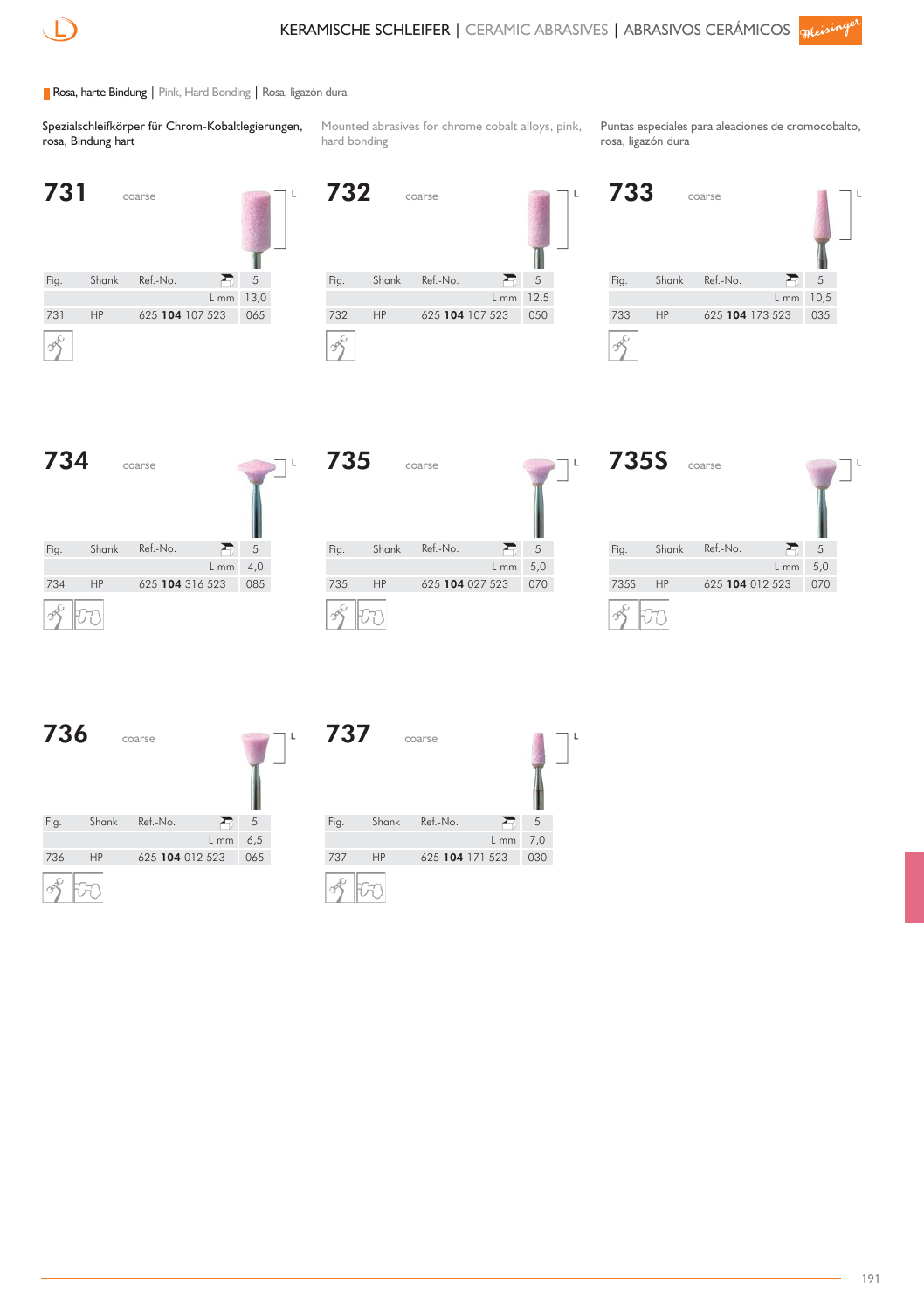## Rosa, harte Bindung | Pink, Hard Bonding | Rosa, ligazón dura

Spezialschleifkörper für Chrom-Kobaltlegierungen, rosa, Bindung hart

Mounted abrasives for chrome cobalt alloys, pink, hard bonding

Puntas especiales para aleaciones de cromocobalto, rosa, ligazón dura

### 731 coarse

| Fig. | Shank | Ref.-No. | 5 |
|---|---|---|---|
| | | L mm | 13,0 |
| 731 | HP | 625 **104** 107 523 | 065 |

### 732 coarse

| Fig. | Shank | Ref.-No. | 5 |
|---|---|---|---|
| | | L mm | 12,5 |
| 732 | HP | 625 **104** 107 523 | 050 |

### 733 coarse

| Fig. | Shank | Ref.-No. | 5 |
|---|---|---|---|
| | | L mm | 10,5 |
| 733 | HP | 625 **104** 173 523 | 035 |

### 734 coarse

| Fig. | Shank | Ref.-No. | 5 |
|---|---|---|---|
| | | L mm | 4,0 |
| 734 | HP | 625 **104** 316 523 | 085 |

### 735 coarse

| Fig. | Shank | Ref.-No. | 5 |
|---|---|---|---|
| | | L mm | 5,0 |
| 735 | HP | 625 **104** 027 523 | 070 |

### 735S coarse

| Fig. | Shank | Ref.-No. | 5 |
|---|---|---|---|
| | | L mm | 5,0 |
| 735S | HP | 625 **104** 012 523 | 070 |

### 736 coarse

| Fig. | Shank | Ref.-No. | 5 |
|---|---|---|---|
| | | L mm | 6,5 |
| 736 | HP | 625 **104** 012 523 | 065 |

### 737 coarse

| Fig. | Shank | Ref.-No. | 5 |
|---|---|---|---|
| | | L mm | 7,0 |
| 737 | HP | 625 **104** 171 523 | 030 |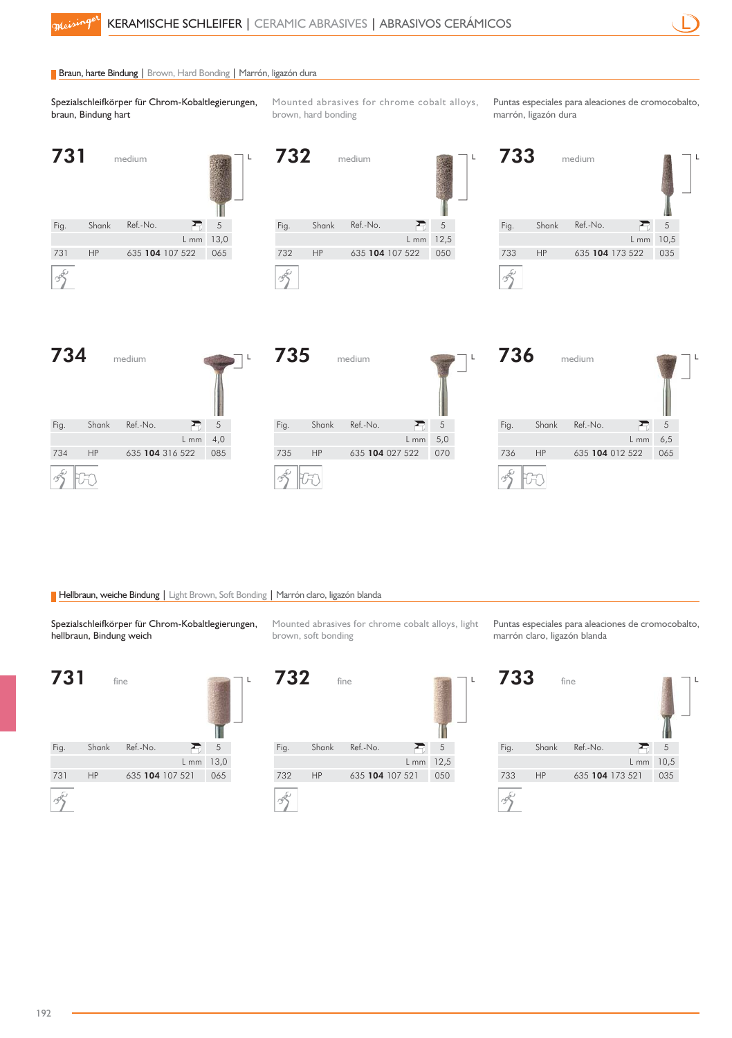# KERAMISCHE SCHLEIFER | CERAMIC ABRASIVES | ABRASIVOS CERÁMICOS

## Braun, harte Bindung | Brown, Hard Bonding | Marrón, ligazón dura

Spezialschleifkörper für Chrom-Kobaltlegierungen, braun, Bindung hart

Mounted abrasives for chrome cobalt alloys, brown, hard bonding

Puntas especiales para aleaciones de cromocobalto, marrón, ligazón dura

### 731 medium

| Fig. | Shank | Ref.-No. | 5 |
|---|---|---|---|
| | | L mm | 13,0 |
| 731 | HP | 635 **104** 107 522 | 065 |

### 732 medium

| Fig. | Shank | Ref.-No. | 5 |
|---|---|---|---|
| | | L mm | 12,5 |
| 732 | HP | 635 **104** 107 522 | 050 |

### 733 medium

| Fig. | Shank | Ref.-No. | 5 |
|---|---|---|---|
| | | L mm | 10,5 |
| 733 | HP | 635 **104** 173 522 | 035 |

### 734 medium

| Fig. | Shank | Ref.-No. | 5 |
|---|---|---|---|
| | | L mm | 4,0 |
| 734 | HP | 635 **104** 316 522 | 085 |

### 735 medium

| Fig. | Shank | Ref.-No. | 5 |
|---|---|---|---|
| | | L mm | 5,0 |
| 735 | HP | 635 **104** 027 522 | 070 |

### 736 medium

| Fig. | Shank | Ref.-No. | 5 |
|---|---|---|---|
| | | L mm | 6,5 |
| 736 | HP | 635 **104** 012 522 | 065 |

## Hellbraun, weiche Bindung | Light Brown, Soft Bonding | Marrón claro, ligazón blanda

Spezialschleifkörper für Chrom-Kobaltlegierungen, hellbraun, Bindung weich

Mounted abrasives for chrome cobalt alloys, light brown, soft bonding

Puntas especiales para aleaciones de cromocobalto, marrón claro, ligazón blanda

### 731 fine

| Fig. | Shank | Ref.-No. | 5 |
|---|---|---|---|
| | | L mm | 13,0 |
| 731 | HP | 635 **104** 107 521 | 065 |

### 732 fine

| Fig. | Shank | Ref.-No. | 5 |
|---|---|---|---|
| | | L mm | 12,5 |
| 732 | HP | 635 **104** 107 521 | 050 |

### 733 fine

| Fig. | Shank | Ref.-No. | 5 |
|---|---|---|---|
| | | L mm | 10,5 |
| 733 | HP | 635 **104** 173 521 | 035 |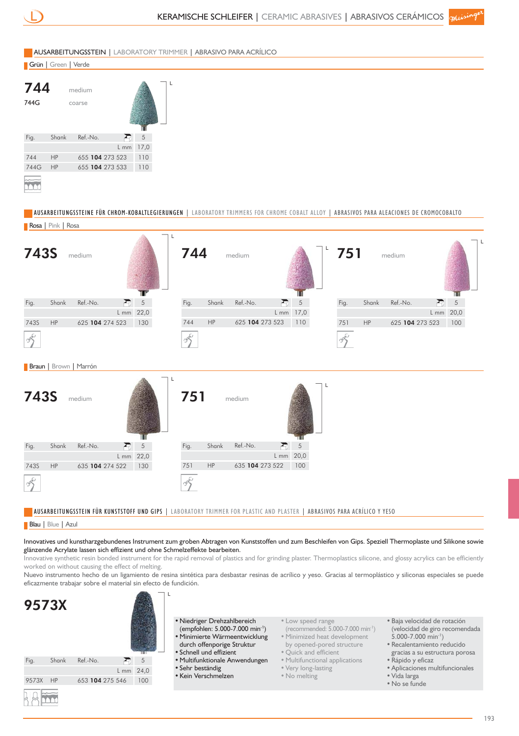## AUSARBEITUNGSSTEIN | LABORATORY TRIMMER | ABRASIVO PARA ACRÍLICO

### Grün | Green | Verde

**744** medium
**744G** coarse

| Fig. | Shank | Ref.-No. | 5 |
|---|---|---|---|
| | | L mm | 17,0 |
| 744 | HP | 655 **104** 273 523 | 110 |
| 744G | HP | 655 **104** 273 533 | 110 |

## AUSARBEITUNGSSTEINE FÜR CHROM-KOBALTLEGIERUNGEN | LABORATORY TRIMMERS FOR CHROME COBALT ALLOY | ABRASIVOS PARA ALEACIONES DE CROMOCOBALTO

### Rosa | Pink | Rosa

**743S** medium

| Fig. | Shank | Ref.-No. | 5 |
|---|---|---|---|
| | | L mm | 22,0 |
| 743S | HP | 625 **104** 274 523 | 130 |

**744** medium

| Fig. | Shank | Ref.-No. | 5 |
|---|---|---|---|
| | | L mm | 17,0 |
| 744 | HP | 625 **104** 273 523 | 110 |

**751** medium

| Fig. | Shank | Ref.-No. | 5 |
|---|---|---|---|
| | | L mm | 20,0 |
| 751 | HP | 625 **104** 273 523 | 100 |

### Braun | Brown | Marrón

**743S** medium

| Fig. | Shank | Ref.-No. | 5 |
|---|---|---|---|
| | | L mm | 22,0 |
| 743S | HP | 635 **104** 274 522 | 130 |

**751** medium

| Fig. | Shank | Ref.-No. | 5 |
|---|---|---|---|
| | | L mm | 20,0 |
| 751 | HP | 635 **104** 273 522 | 100 |

## AUSARBEITUNGSSTEIN FÜR KUNSTSTOFF UND GIPS | LABORATORY TRIMMER FOR PLASTIC AND PLASTER | ABRASIVOS PARA ACRÍLICO Y YESO

### Blau | Blue | Azul

Innovatives und kunstharzgebundenes Instrument zum groben Abtragen von Kunststoffen und zum Beschleifen von Gips. Speziell Thermoplaste und Silikone sowie glänzende Acrylate lassen sich effizient und ohne Schmelzeffekte bearbeiten.

Innovative synthetic resin bonded instrument for the rapid removal of plastics and for grinding plaster. Thermoplastics silicone, and glossy acrylics can be efficiently worked on without causing the effect of melting.

Nuevo instrumento hecho de un ligamiento de resina sintética para desbastar resinas de acrílico y yeso. Gracias al termoplástico y siliconas especiales se puede eficazmente trabajar sobre el material sin efecto de fundición.

**9573X**

| Fig. | Shank | Ref.-No. | 5 |
|---|---|---|---|
| | | L mm | 24,0 |
| 9573X | HP | 653 **104** 275 546 | 100 |

- Niedriger Drehzahlbereich (empfohlen: 5.000-7.000 $min^{-1}$)
- Minimierte Wärmeentwicklung durch offenporige Struktur
- Schnell und effizient
- Multifunktionale Anwendungen
- Sehr beständig
- Kein Verschmelzen

- Low speed range (recommended: 5.000-7.000 $min^{-1}$)
- Minimized heat development by opened-pored structure
- Quick and efficient
- Multifunctional applications
- Very long-lasting
- No melting

- Baja velocidad de rotación (velocidad de giro recomendada 5.000-7.000 $min^{-1}$)
- Recalentamiento reducido gracias a su estructura porosa
- Rápido y eficaz
- Aplicaciones multifuncionales
- Vida larga
- No se funde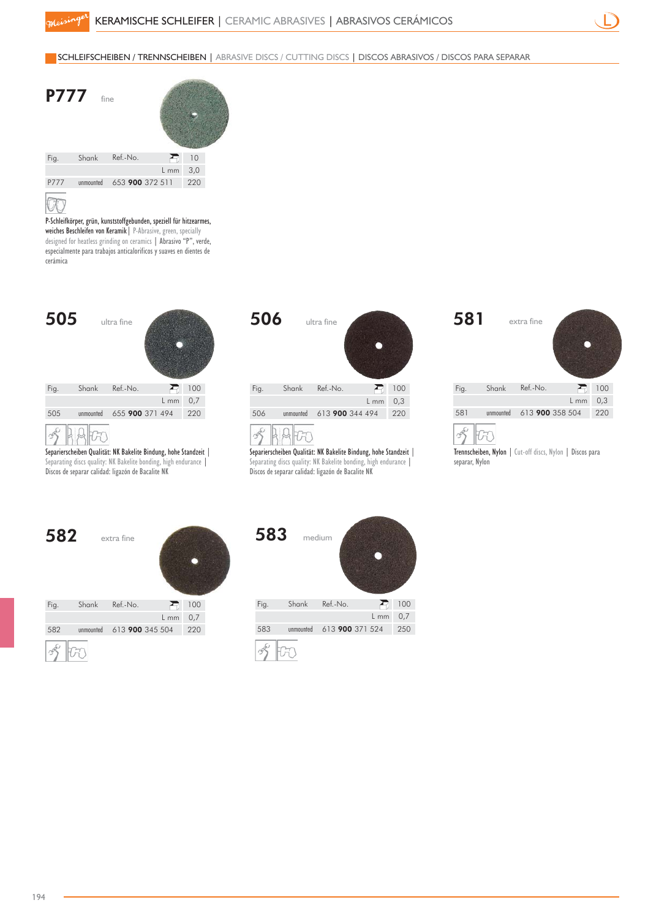# KERAMISCHE SCHLEIFER | CERAMIC ABRASIVES | ABRASIVOS CERÁMICOS

## SCHLEIFSCHEIBEN / TRENNSCHEIBEN | ABRASIVE DISCS / CUTTING DISCS | DISCOS ABRASIVOS / DISCOS PARA SEPARAR

### P777 fine

| Fig. | Shank | Ref.-No. | 10 |
|---|---|---|---|
| | | L mm | 3,0 |
| P777 | unmounted | 653 **900** 372 511 | 220 |

P-Schleifkörper, grün, kunststoffgebunden, speziell für hitzearmes, weiches Beschleifen von Keramik | P-Abrasive, green, specially designed for heatless grinding on ceramics | Abrasivo "P", verde, especialmente para trabajos anticaloríficos y suaves en dientes de cerámica

### 505 ultra fine

| Fig. | Shank | Ref.-No. | 100 |
|---|---|---|---|
| | | L mm | 0,7 |
| 505 | unmounted | 655 **900** 371 494 | 220 |

Separierscheiben Qualität: NK Bakelite Bindung, hohe Standzeit | Separating discs quality: NK Bakelite bonding, high endurance | Discos de separar calidad: ligazón de Bacalite NK

### 506 ultra fine

| Fig. | Shank | Ref.-No. | 100 |
|---|---|---|---|
| | | L mm | 0,3 |
| 506 | unmounted | 613 **900** 344 494 | 220 |

Separierscheiben Qualität: NK Bakelite Bindung, hohe Standzeit | Separating discs quality: NK Bakelite bonding, high endurance | Discos de separar calidad: ligazón de Bacalite NK

### 581 extra fine

| Fig. | Shank | Ref.-No. | 100 |
|---|---|---|---|
| | | L mm | 0,3 |
| 581 | unmounted | 613 **900** 358 504 | 220 |

Trennscheiben, Nylon | Cut-off discs, Nylon | Discos para separar, Nylon

### 582 extra fine

| Fig. | Shank | Ref.-No. | 100 |
|---|---|---|---|
| | | L mm | 0,7 |
| 582 | unmounted | 613 **900** 345 504 | 220 |

### 583 medium

| Fig. | Shank | Ref.-No. | 100 |
|---|---|---|---|
| | | L mm | 0,7 |
| 583 | unmounted | 613 **900** 371 524 | 250 |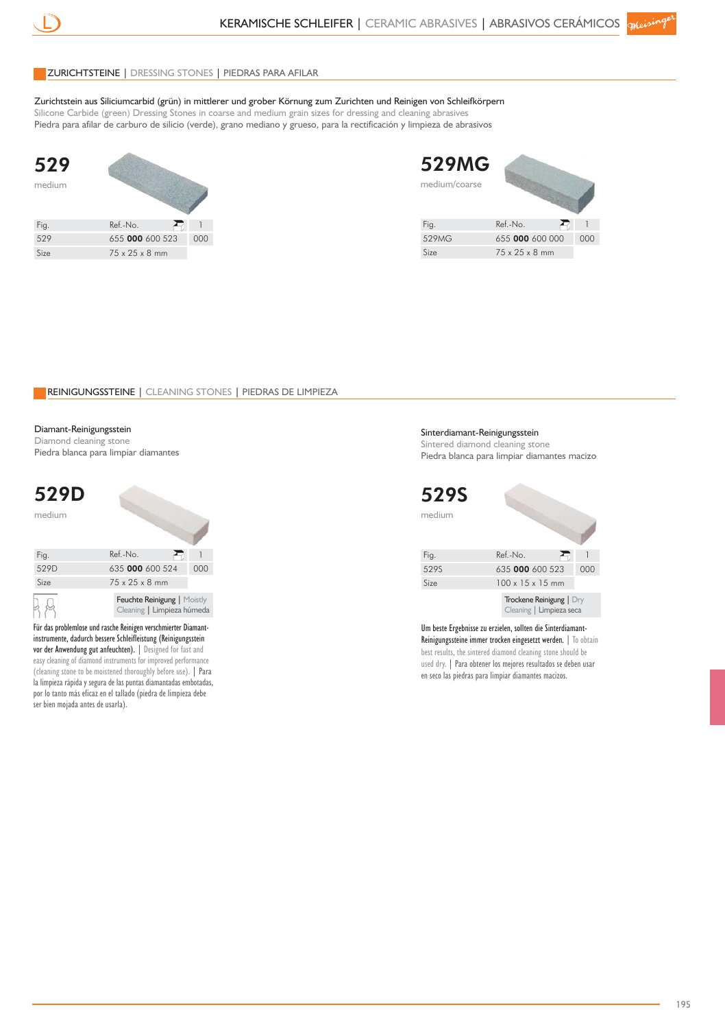## ZURICHTSTEINE | DRESSING STONES | PIEDRAS PARA AFILAR

Zurichtstein aus Siliciumcarbid (grün) in mittlerer und grober Körnung zum Zurichten und Reinigen von Schleifkörpern
Silicone Carbide (green) Dressing Stones in coarse and medium grain sizes for dressing and cleaning abrasives
Piedra para afilar de carburo de silicio (verde), grano mediano y grueso, para la rectificación y limpieza de abrasivos

### 529

medium

| Fig. | Ref.-No. | 1 |
|---|---|---|
| 529 | 655 **000** 600 523 | 000 |
| Size | 75 x 25 x 8 mm | |

### 529MG

medium/coarse

| Fig. | Ref.-No. | 1 |
|---|---|---|
| 529MG | 655 **000** 600 000 | 000 |
| Size | 75 x 25 x 8 mm | |

## REINIGUNGSSTEINE | CLEANING STONES | PIEDRAS DE LIMPIEZA

Diamant-Reinigungsstein
Diamond cleaning stone
Piedra blanca para limpiar diamantes

### 529D

medium

| Fig. | Ref.-No. | 1 |
|---|---|---|
| 529D | 635 **000** 600 524 | 000 |
| Size | 75 x 25 x 8 mm | |

Feuchte Reinigung | Moistly Cleaning | Limpieza húmeda

Für das problemlose und rasche Reinigen verschmierter Diamant-instrumente, dadurch bessere Schleifleistung (Reinigungsstein vor der Anwendung gut anfeuchten). | Designed for fast and easy cleaning of diamond instruments for improved performance (cleaning stone to be moistened thoroughly before use). | Para la limpieza rápida y segura de las puntas diamantadas embotadas, por lo tanto más eficaz en el tallado (piedra de limpieza debe ser bien mojada antes de usarla).

Sinterdiamant-Reinigungsstein
Sintered diamond cleaning stone
Piedra blanca para limpiar diamantes macizo

### 529S

medium

| Fig. | Ref.-No. | 1 |
|---|---|---|
| 529S | 635 **000** 600 523 | 000 |
| Size | 100 x 15 x 15 mm | |

Trockene Reinigung | Dry Cleaning | Limpieza seca

Um beste Ergebnisse zu erzielen, sollten die Sinterdiamant-Reinigungssteine immer trocken eingesetzt werden. | To obtain best results, the sintered diamond cleaning stone should be used dry. | Para obtener los mejores resultados se deben usar en seco las piedras para limpiar diamantes macizos.